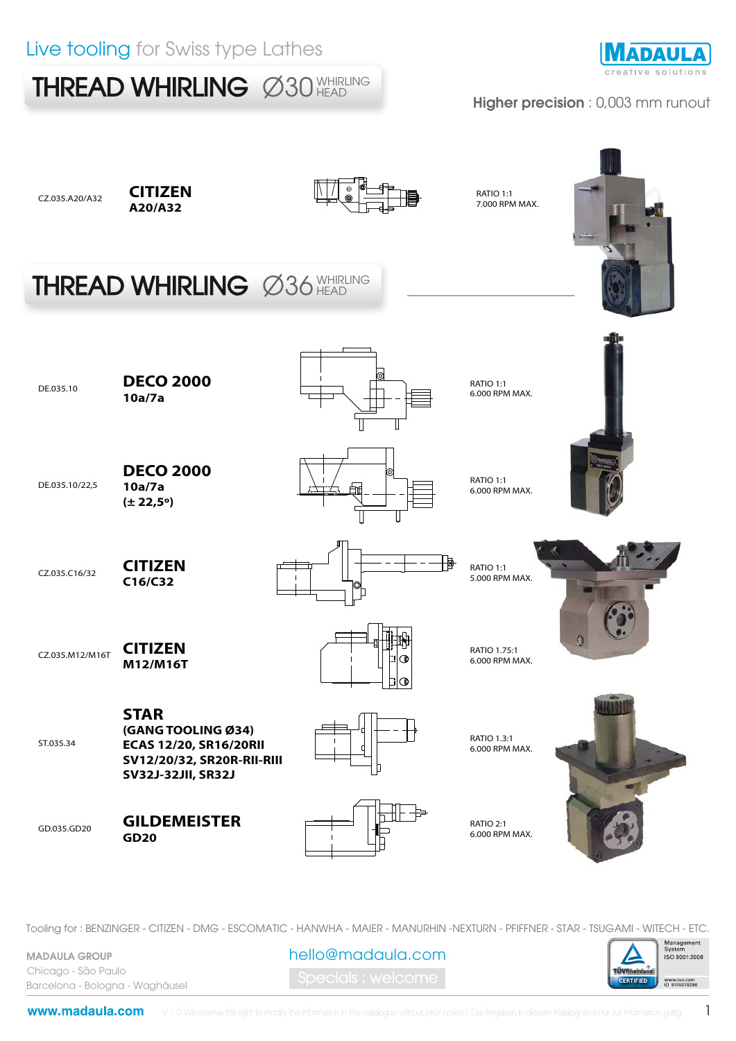Live tooling for Swiss type Lathes

MADAULA
creative solutions

# THREAD WHIRLING Ø30 WHIRLING HEAD

**Higher precision** : 0,003 mm runout

| Code | Machine | Ratio |
|---|---|---|
| CZ.035.A20/A32 | **CITIZEN A20/A32** | RATIO 1:1 7.000 RPM MAX. |

# THREAD WHIRLING Ø36 WHIRLING HEAD

| Code | Machine | Ratio |
|---|---|---|
| DE.035.10 | **DECO 2000 10a/7a** | RATIO 1:1 6.000 RPM MAX. |
| DE.035.10/22,5 | **DECO 2000 10a/7a (± 22,5º)** | RATIO 1:1 6.000 RPM MAX. |
| CZ.035.C16/32 | **CITIZEN C16/C32** | RATIO 1:1 5.000 RPM MAX. |
| CZ.035.M12/M16T | **CITIZEN M12/M16T** | RATIO 1.75:1 6.000 RPM MAX. |
| ST.035.34 | **STAR (GANG TOOLING Ø34) ECAS 12/20, SR16/20RII SV12/20/32, SR20R-RII-RIII SV32J-32JII, SR32J** | RATIO 1.3:1 6.000 RPM MAX. |
| GD.035.GD20 | **GILDEMEISTER GD20** | RATIO 2:1 6.000 RPM MAX. |

Tooling for : BENZINGER - CITIZEN - DMG - ESCOMATIC - HANWHA - MAIER - MANURHIN -NEXTURN - PFIFFNER - STAR - TSUGAMI - WITECH - ETC.

MADAULA GROUP
Chicago - São Paulo
Barcelona - Bologna - Waghäusel

hello@madaula.com
Specials : welcome

TÜV Rheinland CERTIFIED — Management System ISO 9001:2008 — www.tuv.com ID 9105079298

www.madaula.com V 1.0 We reserve the right to modify the information in this catalogue without prior notice / Die Angaben in diesem Katalog sind nur zur Information gültig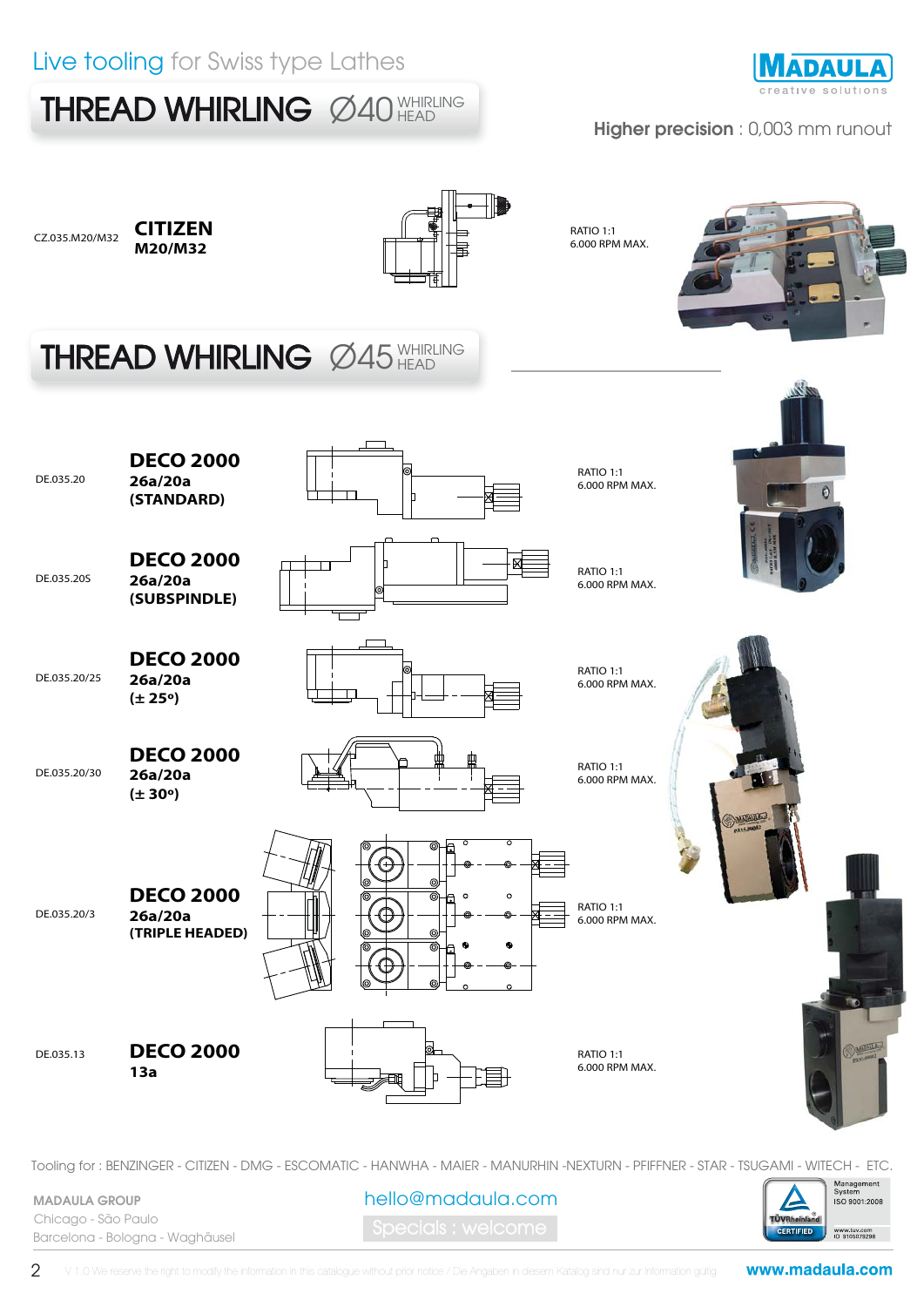Live tooling for Swiss type Lathes

# THREAD WHIRLING Ø40 WHIRLING HEAD

MADAULA creative solutions

**Higher precision** : 0,003 mm runout

| Code | Model | Specs |
|---|---|---|
| CZ.035.M20/M32 | **CITIZEN M20/M32** | RATIO 1:1 6.000 RPM MAX. |

# THREAD WHIRLING Ø45 WHIRLING HEAD

| Code | Model | Specs |
|---|---|---|
| DE.035.20 | **DECO 2000 26a/20a (STANDARD)** | RATIO 1:1 6.000 RPM MAX. |
| DE.035.20S | **DECO 2000 26a/20a (SUBSPINDLE)** | RATIO 1:1 6.000 RPM MAX. |
| DE.035.20/25 | **DECO 2000 26a/20a (± 25º)** | RATIO 1:1 6.000 RPM MAX. |
| DE.035.20/30 | **DECO 2000 26a/20a (± 30º)** | RATIO 1:1 6.000 RPM MAX. |
| DE.035.20/3 | **DECO 2000 26a/20a (TRIPLE HEADED)** | RATIO 1:1 6.000 RPM MAX. |
| DE.035.13 | **DECO 2000 13a** | RATIO 1:1 6.000 RPM MAX. |

Tooling for : BENZINGER - CITIZEN - DMG - ESCOMATIC - HANWHA - MAIER - MANURHIN -NEXTURN - PFIFFNER - STAR - TSUGAMI - WITECH - ETC.

**MADAULA GROUP**
Chicago - São Paulo
Barcelona - Bologna - Waghäusel

hello@madaula.com

Specials : welcome

TÜVRheinland CERTIFIED — Management System ISO 9001:2008 — www.tuv.com ID 9105079298

V 1.0 We reserve the right to modify the information in this catalogue without prior notice / Die Angaben in diesem Katalog sind nur zur Information gültig

www.madaula.com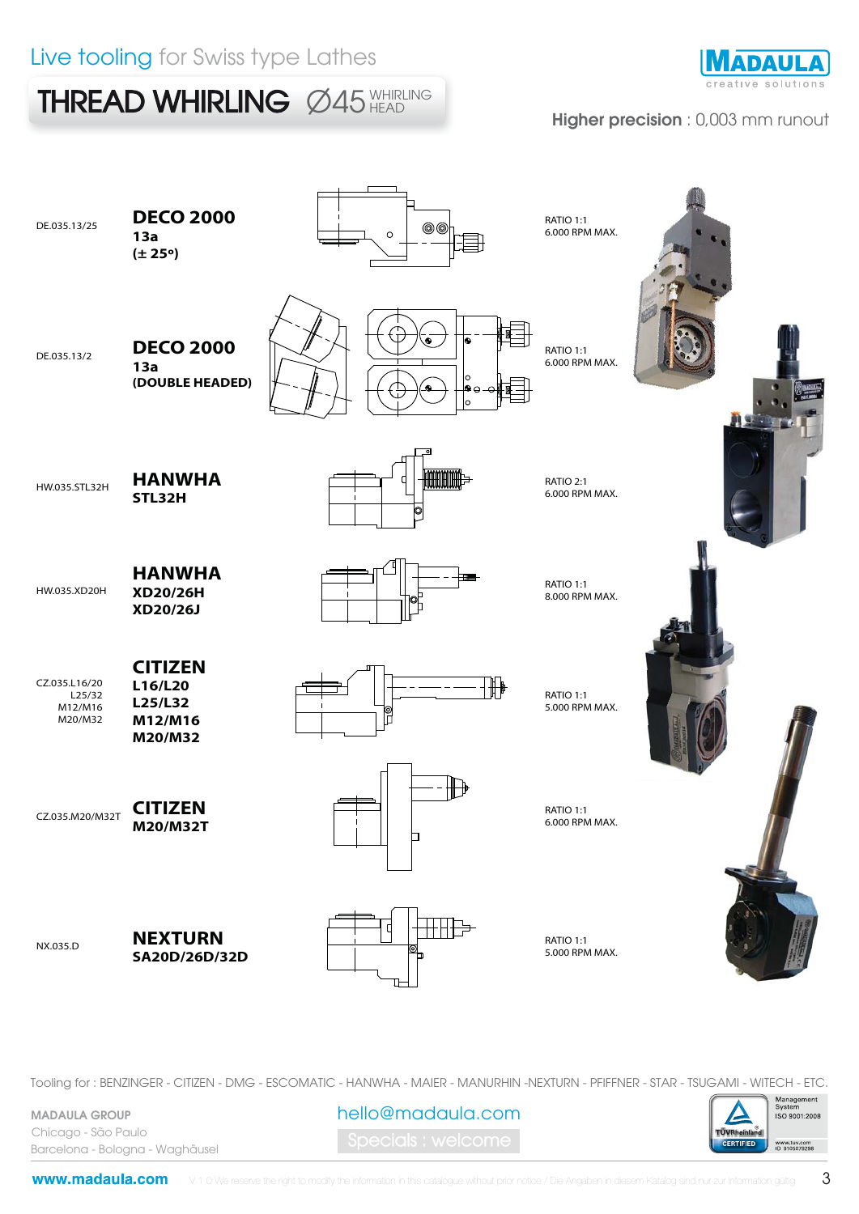Live tooling for Swiss type Lathes

# THREAD WHIRLING Ø45 WHIRLING HEAD

**Higher precision** : 0,003 mm runout

| Ref. | Machine | Ratio / Speed |
|---|---|---|
| DE.035.13/25 | **DECO 2000** **13a** **(± 25º)** | RATIO 1:1 6.000 RPM MAX. |
| DE.035.13/2 | **DECO 2000** **13a** **(DOUBLE HEADED)** | RATIO 1:1 6.000 RPM MAX. |
| HW.035.STL32H | **HANWHA** **STL32H** | RATIO 2:1 6.000 RPM MAX. |
| HW.035.XD20H | **HANWHA** **XD20/26H** **XD20/26J** | RATIO 1:1 8.000 RPM MAX. |
| CZ.035.L16/20 L25/32 M12/M16 M20/M32 | **CITIZEN** **L16/L20** **L25/L32** **M12/M16** **M20/M32** | RATIO 1:1 5.000 RPM MAX. |
| CZ.035.M20/M32T | **CITIZEN** **M20/M32T** | RATIO 1:1 6.000 RPM MAX. |
| NX.035.D | **NEXTURN** **SA20D/26D/32D** | RATIO 1:1 5.000 RPM MAX. |

Tooling for : BENZINGER - CITIZEN - DMG - ESCOMATIC - HANWHA - MAIER - MANURHIN -NEXTURN - PFIFFNER - STAR - TSUGAMI - WITECH - ETC.

MADAULA GROUP
Chicago - São Paulo
Barcelona - Bologna - Waghäusel

hello@madaula.com
Specials : welcome

Management System ISO 9001:2008
www.tuv.com ID 9105079298

www.madaula.com V 1.0 We reserve the right to modify the information in this catalogue without prior notice / Die Angaben in diesem Katalog sind nur zur Information gültig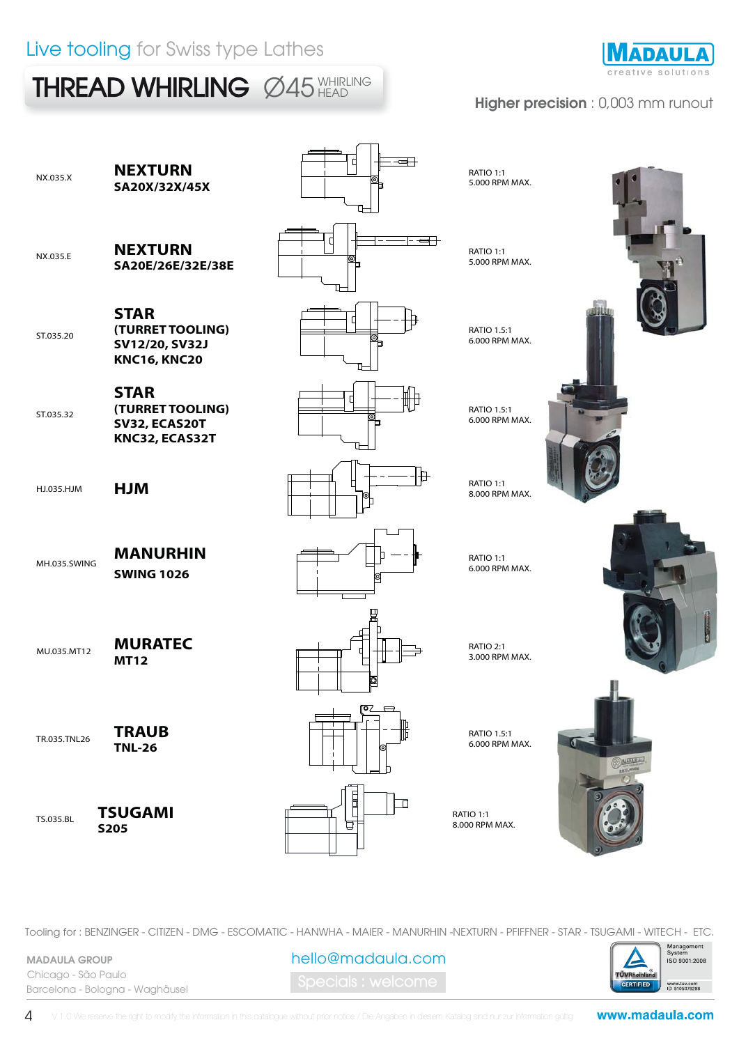Live tooling for Swiss type Lathes

# THREAD WHIRLING Ø45 WHIRLING HEAD

MADAULA
creative solutions

**Higher precision** : 0,003 mm runout

| | | | |
|---|---|---|---|
| NX.035.X | **NEXTURN** **SA20X/32X/45X** | RATIO 1:1 | 5.000 RPM MAX. |
| NX.035.E | **NEXTURN** **SA20E/26E/32E/38E** | RATIO 1:1 | 5.000 RPM MAX. |
| ST.035.20 | **STAR** **(TURRET TOOLING)** **SV12/20, SV32J** **KNC16, KNC20** | RATIO 1.5:1 | 6.000 RPM MAX. |
| ST.035.32 | **STAR** **(TURRET TOOLING)** **SV32, ECAS20T** **KNC32, ECAS32T** | RATIO 1.5:1 | 6.000 RPM MAX. |
| HJ.035.HJM | **HJM** | RATIO 1:1 | 8.000 RPM MAX. |
| MH.035.SWING | **MANURHIN** **SWING 1026** | RATIO 1:1 | 6.000 RPM MAX. |
| MU.035.MT12 | **MURATEC** **MT12** | RATIO 2:1 | 3.000 RPM MAX. |
| TR.035.TNL26 | **TRAUB** **TNL-26** | RATIO 1.5:1 | 6.000 RPM MAX. |
| TS.035.BL | **TSUGAMI** **S205** | RATIO 1:1 | 8.000 RPM MAX. |

Tooling for : BENZINGER - CITIZEN - DMG - ESCOMATIC - HANWHA - MAIER - MANURHIN -NEXTURN - PFIFFNER - STAR - TSUGAMI - WITECH - ETC.

MADAULA GROUP
Chicago - São Paulo
Barcelona - Bologna - Waghäusel

hello@madaula.com
Specials : welcome

Management System ISO 9001:2008
TÜVRheinland CERTIFIED
www.tuv.com ID 9105079298

V 1.0 We reserve the right to modify the information in this catalogue without prior notice / Die Angaben in diesem Katalog sind nur zur Information gültig

www.madaula.com